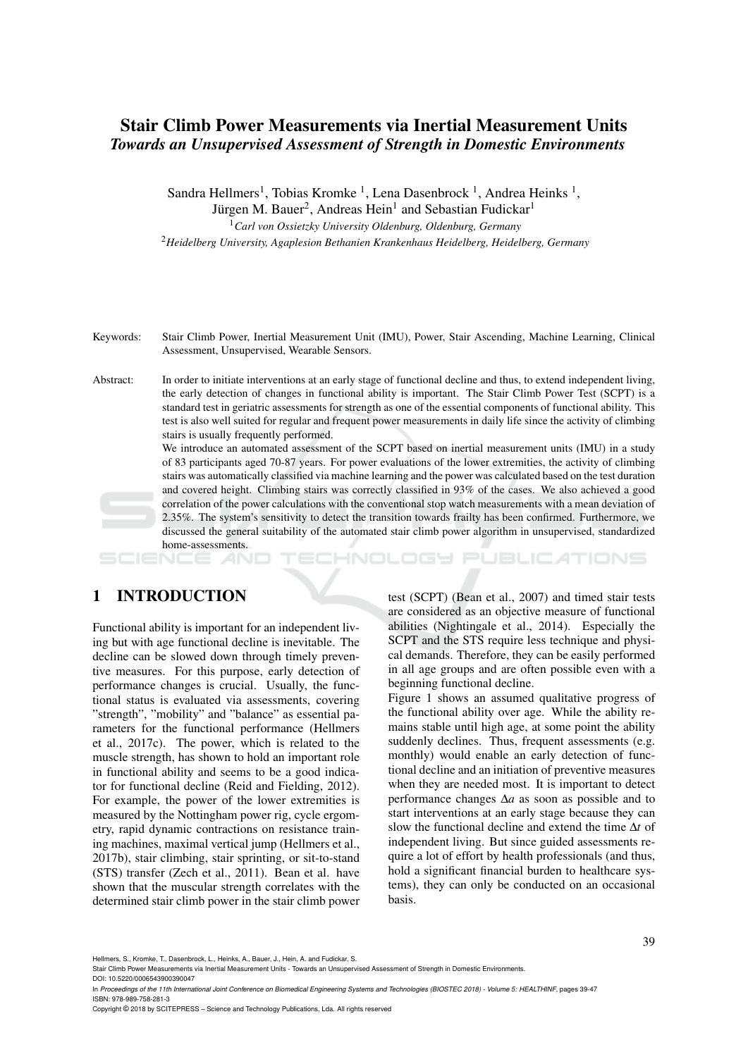# Stair Climb Power Measurements via Inertial Measurement Units
## *Towards an Unsupervised Assessment of Strength in Domestic Environments*

Sandra Hellmers[1], Tobias Kromke [1], Lena Dasenbrock [1], Andrea Heinks [1], Jürgen M. Bauer[2], Andreas Hein[1] and Sebastian Fudickar[1]

[1] *Carl von Ossietzky University Oldenburg, Oldenburg, Germany*

[2] *Heidelberg University, Agaplesion Bethanien Krankenhaus Heidelberg, Heidelberg, Germany*

Keywords: Stair Climb Power, Inertial Measurement Unit (IMU), Power, Stair Ascending, Machine Learning, Clinical Assessment, Unsupervised, Wearable Sensors.

Abstract: In order to initiate interventions at an early stage of functional decline and thus, to extend independent living, the early detection of changes in functional ability is important. The Stair Climb Power Test (SCPT) is a standard test in geriatric assessments for strength as one of the essential components of functional ability. This test is also well suited for regular and frequent power measurements in daily life since the activity of climbing stairs is usually frequently performed.
We introduce an automated assessment of the SCPT based on inertial measurement units (IMU) in a study of 83 participants aged 70-87 years. For power evaluations of the lower extremities, the activity of climbing stairs was automatically classified via machine learning and the power was calculated based on the test duration and covered height. Climbing stairs was correctly classified in 93% of the cases. We also achieved a good correlation of the power calculations with the conventional stop watch measurements with a mean deviation of 2.35%. The system's sensitivity to detect the transition towards frailty has been confirmed. Furthermore, we discussed the general suitability of the automated stair climb power algorithm in unsupervised, standardized home-assessments.

## 1 INTRODUCTION

Functional ability is important for an independent living but with age functional decline is inevitable. The decline can be slowed down through timely preventive measures. For this purpose, early detection of performance changes is crucial. Usually, the functional status is evaluated via assessments, covering "strength", "mobility" and "balance" as essential parameters for the functional performance (Hellmers et al., 2017c). The power, which is related to the muscle strength, has shown to hold an important role in functional ability and seems to be a good indicator for functional decline (Reid and Fielding, 2012). For example, the power of the lower extremities is measured by the Nottingham power rig, cycle ergometry, rapid dynamic contractions on resistance training machines, maximal vertical jump (Hellmers et al., 2017b), stair climbing, stair sprinting, or sit-to-stand (STS) transfer (Zech et al., 2011). Bean et al. have shown that the muscular strength correlates with the determined stair climb power in the stair climb power test (SCPT) (Bean et al., 2007) and timed stair tests are considered as an objective measure of functional abilities (Nightingale et al., 2014). Especially the SCPT and the STS require less technique and physical demands. Therefore, they can be easily performed in all age groups and are often possible even with a beginning functional decline.

Figure 1 shows an assumed qualitative progress of the functional ability over age. While the ability remains stable until high age, at some point the ability suddenly declines. Thus, frequent assessments (e.g. monthly) would enable an early detection of functional decline and an initiation of preventive measures when they are needed most. It is important to detect performance changes $\Delta a$ as soon as possible and to start interventions at an early stage because they can slow the functional decline and extend the time $\Delta t$ of independent living. But since guided assessments require a lot of effort by health professionals (and thus, hold a significant financial burden to healthcare systems), they can only be conducted on an occasional basis.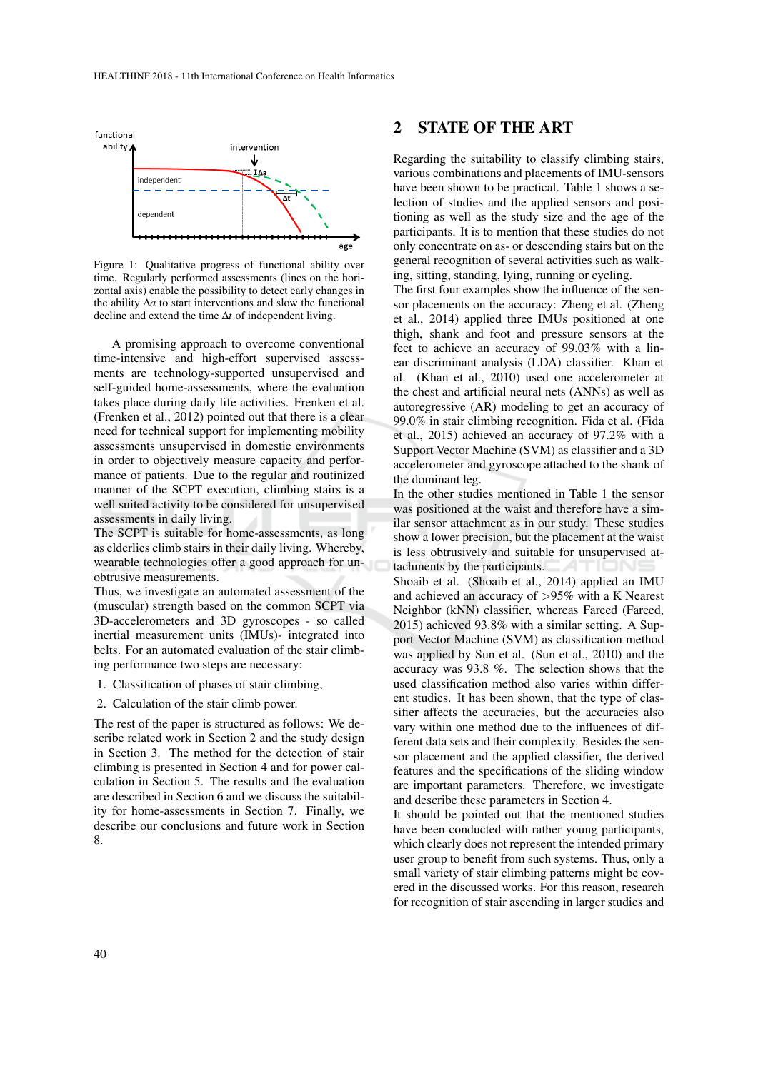Figure 1: Qualitative progress of functional ability over time. Regularly performed assessments (lines on the horizontal axis) enable the possibility to detect early changes in the ability $\Delta a$ to start interventions and slow the functional decline and extend the time $\Delta t$ of independent living.

A promising approach to overcome conventional time-intensive and high-effort supervised assessments are technology-supported unsupervised and self-guided home-assessments, where the evaluation takes place during daily life activities. Frenken et al. (Frenken et al., 2012) pointed out that there is a clear need for technical support for implementing mobility assessments unsupervised in domestic environments in order to objectively measure capacity and performance of patients. Due to the regular and routinized manner of the SCPT execution, climbing stairs is a well suited activity to be considered for unsupervised assessments in daily living.

The SCPT is suitable for home-assessments, as long as elderlies climb stairs in their daily living. Whereby, wearable technologies offer a good approach for unobtrusive measurements.

Thus, we investigate an automated assessment of the (muscular) strength based on the common SCPT via 3D-accelerometers and 3D gyroscopes - so called inertial measurement units (IMUs)- integrated into belts. For an automated evaluation of the stair climbing performance two steps are necessary:

1. Classification of phases of stair climbing,
2. Calculation of the stair climb power.

The rest of the paper is structured as follows: We describe related work in Section 2 and the study design in Section 3. The method for the detection of stair climbing is presented in Section 4 and for power calculation in Section 5. The results and the evaluation are described in Section 6 and we discuss the suitability for home-assessments in Section 7. Finally, we describe our conclusions and future work in Section 8.

## 2 STATE OF THE ART

Regarding the suitability to classify climbing stairs, various combinations and placements of IMU-sensors have been shown to be practical. Table 1 shows a selection of studies and the applied sensors and positioning as well as the study size and the age of the participants. It is to mention that these studies do not only concentrate on as- or descending stairs but on the general recognition of several activities such as walking, sitting, standing, lying, running or cycling.

The first four examples show the influence of the sensor placements on the accuracy: Zheng et al. (Zheng et al., 2014) applied three IMUs positioned at one thigh, shank and foot and pressure sensors at the feet to achieve an accuracy of 99.03% with a linear discriminant analysis (LDA) classifier. Khan et al. (Khan et al., 2010) used one accelerometer at the chest and artificial neural nets (ANNs) as well as autoregressive (AR) modeling to get an accuracy of 99.0% in stair climbing recognition. Fida et al. (Fida et al., 2015) achieved an accuracy of 97.2% with a Support Vector Machine (SVM) as classifier and a 3D accelerometer and gyroscope attached to the shank of the dominant leg.

In the other studies mentioned in Table 1 the sensor was positioned at the waist and therefore have a similar sensor attachment as in our study. These studies show a lower precision, but the placement at the waist is less obtrusively and suitable for unsupervised attachments by the participants.

Shoaib et al. (Shoaib et al., 2014) applied an IMU and achieved an accuracy of >95% with a K Nearest Neighbor (kNN) classifier, whereas Fareed (Fareed, 2015) achieved 93.8% with a similar setting. A Support Vector Machine (SVM) as classification method was applied by Sun et al. (Sun et al., 2010) and the accuracy was 93.8 %. The selection shows that the used classification method also varies within different studies. It has been shown, that the type of classifier affects the accuracies, but the accuracies also vary within one method due to the influences of different data sets and their complexity. Besides the sensor placement and the applied classifier, the derived features and the specifications of the sliding window are important parameters. Therefore, we investigate and describe these parameters in Section 4.

It should be pointed out that the mentioned studies have been conducted with rather young participants, which clearly does not represent the intended primary user group to benefit from such systems. Thus, only a small variety of stair climbing patterns might be covered in the discussed works. For this reason, research for recognition of stair ascending in larger studies and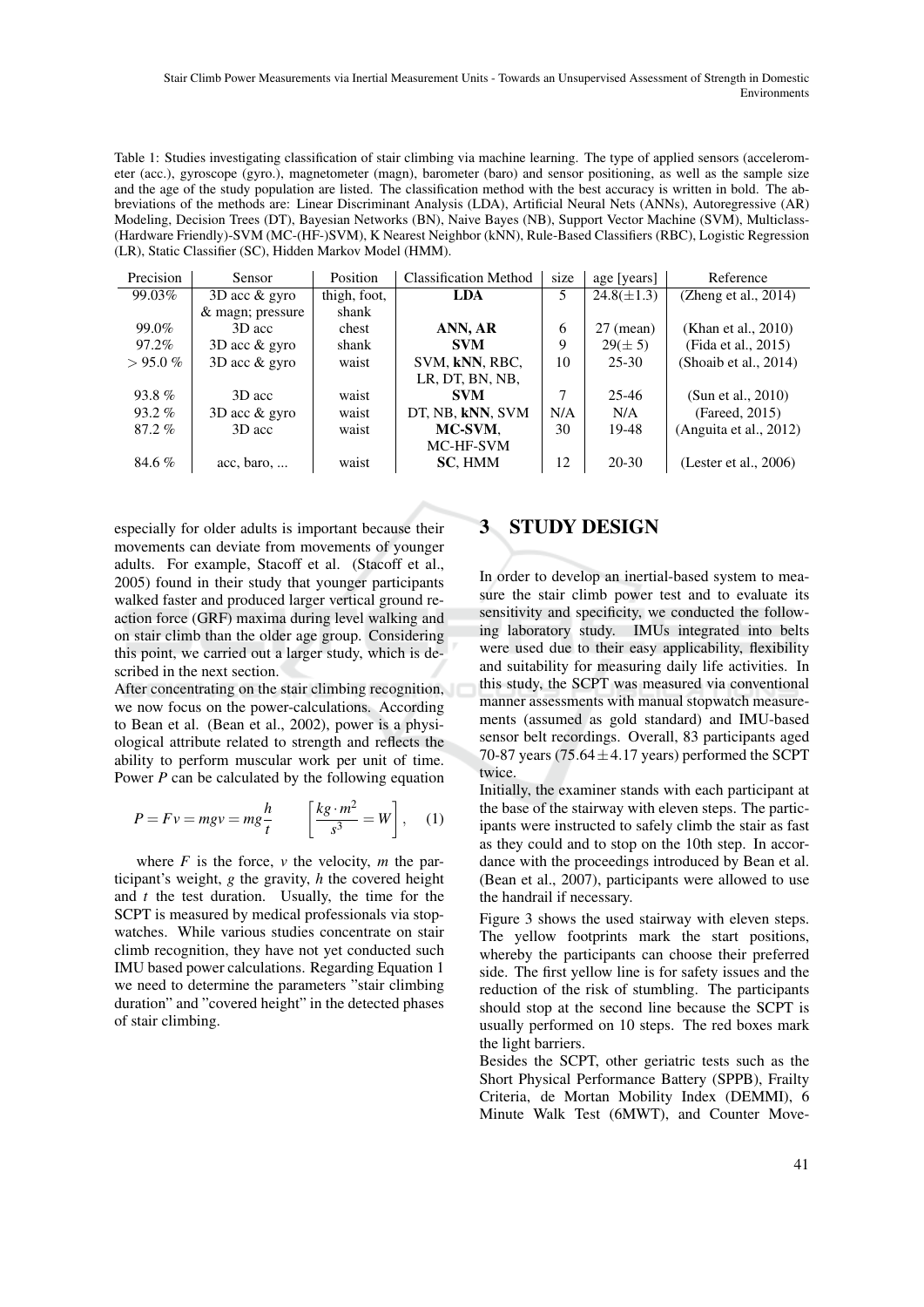Table 1: Studies investigating classification of stair climbing via machine learning. The type of applied sensors (accelerometer (acc.), gyroscope (gyro.), magnetometer (magn), barometer (baro) and sensor positioning, as well as the sample size and the age of the study population are listed. The classification method with the best accuracy is written in bold. The abbreviations of the methods are: Linear Discriminant Analysis (LDA), Artificial Neural Nets (ANNs), Autoregressive (AR) Modeling, Decision Trees (DT), Bayesian Networks (BN), Naive Bayes (NB), Support Vector Machine (SVM), Multiclass-(Hardware Friendly)-SVM (MC-(HF-)SVM), K Nearest Neighbor (kNN), Rule-Based Classifiers (RBC), Logistic Regression (LR), Static Classifier (SC), Hidden Markov Model (HMM).

| Precision | Sensor | Position | Classification Method | size | age [years] | Reference |
|---|---|---|---|---|---|---|
| 99.03% | 3D acc & gyro & magn; pressure | thigh, foot, shank | **LDA** | 5 | 24.8(±1.3) | (Zheng et al., 2014) |
| 99.0% | 3D acc | chest | **ANN, AR** | 6 | 27 (mean) | (Khan et al., 2010) |
| 97.2% | 3D acc & gyro | shank | **SVM** | 9 | 29(± 5) | (Fida et al., 2015) |
| > 95.0 % | 3D acc & gyro | waist | SVM, **kNN**, RBC, LR, DT, BN, NB, | 10 | 25-30 | (Shoaib et al., 2014) |
| 93.8 % | 3D acc | waist | **SVM** | 7 | 25-46 | (Sun et al., 2010) |
| 93.2 % | 3D acc & gyro | waist | DT, NB, **kNN**, SVM | N/A | N/A | (Fareed, 2015) |
| 87.2 % | 3D acc | waist | **MC-SVM**, MC-HF-SVM | 30 | 19-48 | (Anguita et al., 2012) |
| 84.6 % | acc, baro, ... | waist | **SC**, HMM | 12 | 20-30 | (Lester et al., 2006) |

especially for older adults is important because their movements can deviate from movements of younger adults. For example, Stacoff et al. (Stacoff et al., 2005) found in their study that younger participants walked faster and produced larger vertical ground reaction force (GRF) maxima during level walking and on stair climb than the older age group. Considering this point, we carried out a larger study, which is described in the next section.

After concentrating on the stair climbing recognition, we now focus on the power-calculations. According to Bean et al. (Bean et al., 2002), power is a physiological attribute related to strength and reflects the ability to perform muscular work per unit of time. Power $P$ can be calculated by the following equation

$$P = Fv = mgv = mg\frac{h}{t} \qquad \left[\frac{kg \cdot m^2}{s^3} = W\right], \quad (1)$$

where $F$ is the force, $v$ the velocity, $m$ the participant's weight, $g$ the gravity, $h$ the covered height and $t$ the test duration. Usually, the time for the SCPT is measured by medical professionals via stopwatches. While various studies concentrate on stair climb recognition, they have not yet conducted such IMU based power calculations. Regarding Equation 1 we need to determine the parameters "stair climbing duration" and "covered height" in the detected phases of stair climbing.

# 3 STUDY DESIGN

In order to develop an inertial-based system to measure the stair climb power test and to evaluate its sensitivity and specificity, we conducted the following laboratory study. IMUs integrated into belts were used due to their easy applicability, flexibility and suitability for measuring daily life activities. In this study, the SCPT was measured via conventional manner assessments with manual stopwatch measurements (assumed as gold standard) and IMU-based sensor belt recordings. Overall, 83 participants aged 70-87 years (75.64 ± 4.17 years) performed the SCPT twice.

Initially, the examiner stands with each participant at the base of the stairway with eleven steps. The participants were instructed to safely climb the stair as fast as they could and to stop on the 10th step. In accordance with the proceedings introduced by Bean et al. (Bean et al., 2007), participants were allowed to use the handrail if necessary.

Figure 3 shows the used stairway with eleven steps. The yellow footprints mark the start positions, whereby the participants can choose their preferred side. The first yellow line is for safety issues and the reduction of the risk of stumbling. The participants should stop at the second line because the SCPT is usually performed on 10 steps. The red boxes mark the light barriers.

Besides the SCPT, other geriatric tests such as the Short Physical Performance Battery (SPPB), Frailty Criteria, de Mortan Mobility Index (DEMMI), 6 Minute Walk Test (6MWT), and Counter Move-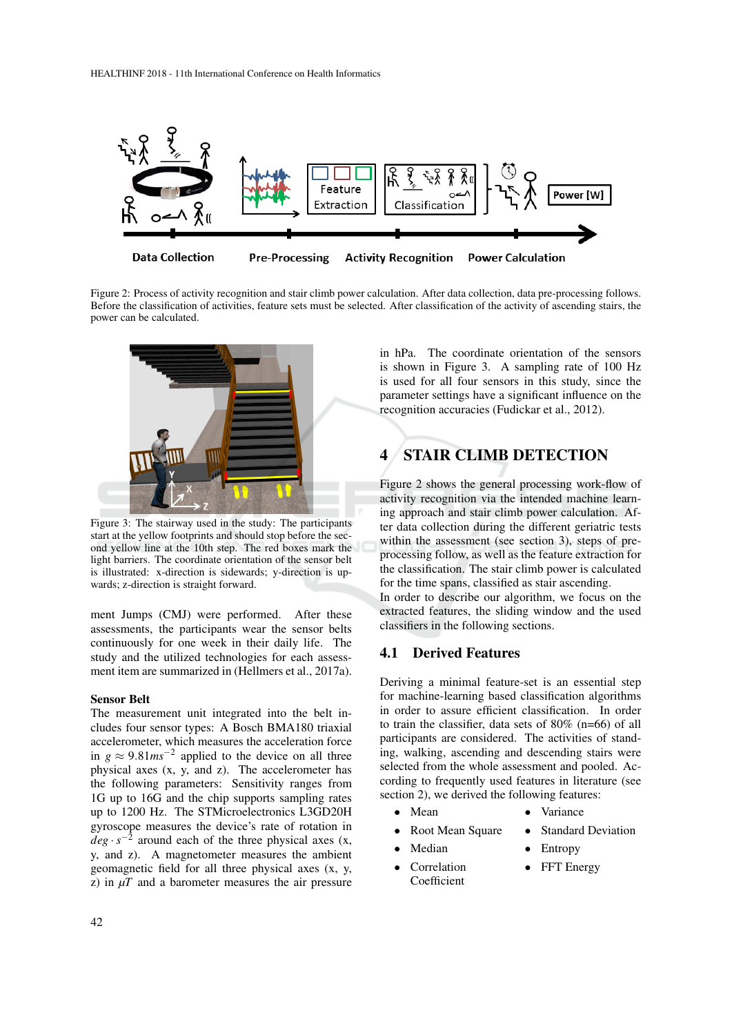Figure 2: Process of activity recognition and stair climb power calculation. After data collection, data pre-processing follows. Before the classification of activities, feature sets must be selected. After classification of the activity of ascending stairs, the power can be calculated.

Figure 3: The stairway used in the study: The participants start at the yellow footprints and should stop before the second yellow line at the 10th step. The red boxes mark the light barriers. The coordinate orientation of the sensor belt is illustrated: x-direction is sidewards; y-direction is upwards; z-direction is straight forward.

ment Jumps (CMJ) were performed. After these assessments, the participants wear the sensor belts continuously for one week in their daily life. The study and the utilized technologies for each assessment item are summarized in (Hellmers et al., 2017a).

**Sensor Belt**
The measurement unit integrated into the belt includes four sensor types: A Bosch BMA180 triaxial accelerometer, which measures the acceleration force in $g \approx 9.81ms^{-2}$ applied to the device on all three physical axes (x, y, and z). The accelerometer has the following parameters: Sensitivity ranges from 1G up to 16G and the chip supports sampling rates up to 1200 Hz. The STMicroelectronics L3GD20H gyroscope measures the device's rate of rotation in $deg \cdot s^{-2}$ around each of the three physical axes (x, y, and z). A magnetometer measures the ambient geomagnetic field for all three physical axes (x, y, z) in $\mu T$ and a barometer measures the air pressure in hPa. The coordinate orientation of the sensors is shown in Figure 3. A sampling rate of 100 Hz is used for all four sensors in this study, since the parameter settings have a significant influence on the recognition accuracies (Fudickar et al., 2012).

# 4 STAIR CLIMB DETECTION

Figure 2 shows the general processing work-flow of activity recognition via the intended machine learning approach and stair climb power calculation. After data collection during the different geriatric tests within the assessment (see section 3), steps of pre-processing follow, as well as the feature extraction for the classification. The stair climb power is calculated for the time spans, classified as stair ascending.
In order to describe our algorithm, we focus on the extracted features, the sliding window and the used classifiers in the following sections.

## 4.1 Derived Features

Deriving a minimal feature-set is an essential step for machine-learning based classification algorithms in order to assure efficient classification. In order to train the classifier, data sets of 80% (n=66) of all participants are considered. The activities of standing, walking, ascending and descending stairs were selected from the whole assessment and pooled. According to frequently used features in literature (see section 2), we derived the following features:

- Mean
- Root Mean Square
- Median
- Correlation Coefficient
- Variance
- Standard Deviation
- Entropy
- FFT Energy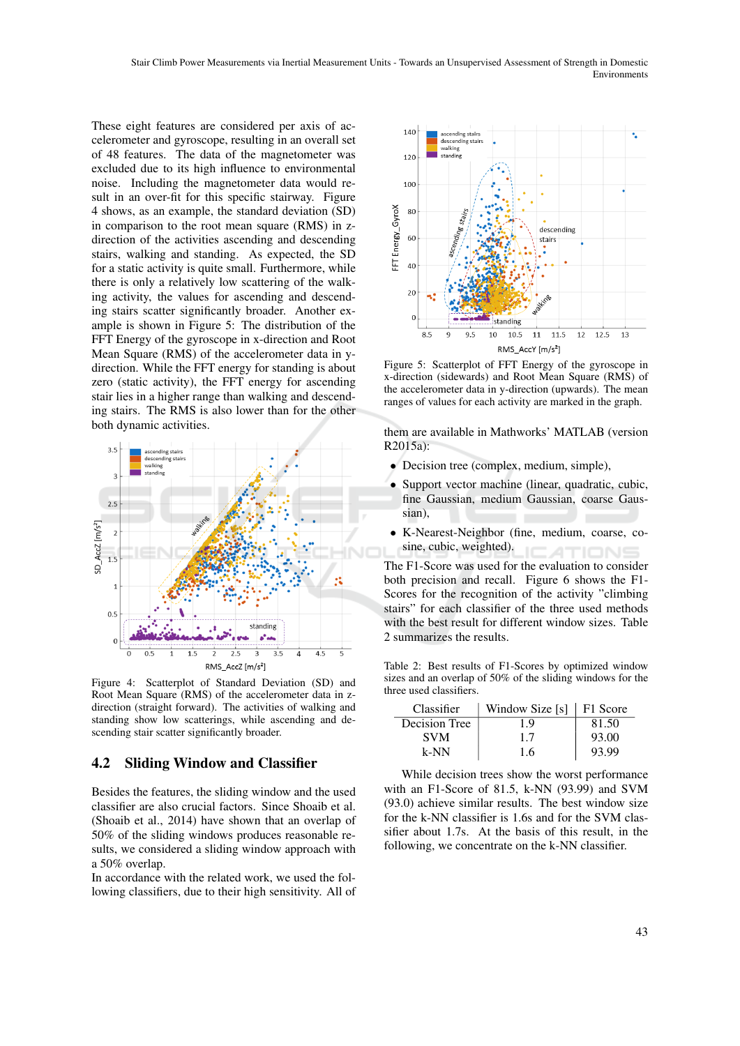These eight features are considered per axis of accelerometer and gyroscope, resulting in an overall set of 48 features. The data of the magnetometer was excluded due to its high influence to environmental noise. Including the magnetometer data would result in an over-fit for this specific stairway. Figure 4 shows, as an example, the standard deviation (SD) in comparison to the root mean square (RMS) in z-direction of the activities ascending and descending stairs, walking and standing. As expected, the SD for a static activity is quite small. Furthermore, while there is only a relatively low scattering of the walking activity, the values for ascending and descending stairs scatter significantly broader. Another example is shown in Figure 5: The distribution of the FFT Energy of the gyroscope in x-direction and Root Mean Square (RMS) of the accelerometer data in y-direction. While the FFT energy for standing is about zero (static activity), the FFT energy for ascending stair lies in a higher range than walking and descending stairs. The RMS is also lower than for the other both dynamic activities.

Figure 4: Scatterplot of Standard Deviation (SD) and Root Mean Square (RMS) of the accelerometer data in z-direction (straight forward). The activities of walking and standing show low scatterings, while ascending and descending stair scatter significantly broader.

## 4.2 Sliding Window and Classifier

Besides the features, the sliding window and the used classifier are also crucial factors. Since Shoaib et al. (Shoaib et al., 2014) have shown that an overlap of 50% of the sliding windows produces reasonable results, we considered a sliding window approach with a 50% overlap.

In accordance with the related work, we used the following classifiers, due to their high sensitivity. All of

Figure 5: Scatterplot of FFT Energy of the gyroscope in x-direction (sidewards) and Root Mean Square (RMS) of the accelerometer data in y-direction (upwards). The mean ranges of values for each activity are marked in the graph.

them are available in Mathworks' MATLAB (version R2015a):

- Decision tree (complex, medium, simple),
- Support vector machine (linear, quadratic, cubic, fine Gaussian, medium Gaussian, coarse Gaussian),
- K-Nearest-Neighbor (fine, medium, coarse, cosine, cubic, weighted).

The F1-Score was used for the evaluation to consider both precision and recall. Figure 6 shows the F1-Scores for the recognition of the activity "climbing stairs" for each classifier of the three used methods with the best result for different window sizes. Table 2 summarizes the results.

Table 2: Best results of F1-Scores by optimized window sizes and an overlap of 50% of the sliding windows for the three used classifiers.

| Classifier | Window Size [s] | F1 Score |
|---|---|---|
| Decision Tree | 1.9 | 81.50 |
| SVM | 1.7 | 93.00 |
| k-NN | 1.6 | 93.99 |

While decision trees show the worst performance with an F1-Score of 81.5, k-NN (93.99) and SVM (93.0) achieve similar results. The best window size for the k-NN classifier is 1.6s and for the SVM classifier about 1.7s. At the basis of this result, in the following, we concentrate on the k-NN classifier.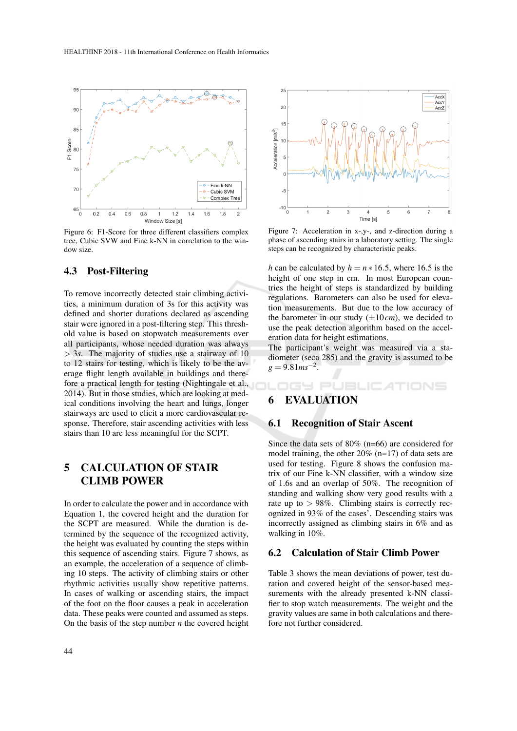Figure 6: F1-Score for three different classifiers complex tree, Cubic SVW and Fine k-NN in correlation to the window size.

Figure 7: Acceleration in x-,y-, and z-direction during a phase of ascending stairs in a laboratory setting. The single steps can be recognized by characteristic peaks.

### 4.3 Post-Filtering

To remove incorrectly detected stair climbing activities, a minimum duration of 3s for this activity was defined and shorter durations declared as ascending stair were ignored in a post-filtering step. This threshold value is based on stopwatch measurements over all participants, whose needed duration was always $> 3s$. The majority of studies use a stairway of 10 to 12 stairs for testing, which is likely to be the average flight length available in buildings and therefore a practical length for testing (Nightingale et al., 2014). But in those studies, which are looking at medical conditions involving the heart and lungs, longer stairways are used to elicit a more cardiovascular response. Therefore, stair ascending activities with less stairs than 10 are less meaningful for the SCPT.

## 5 CALCULATION OF STAIR CLIMB POWER

In order to calculate the power and in accordance with Equation 1, the covered height and the duration for the SCPT are measured. While the duration is determined by the sequence of the recognized activity, the height was evaluated by counting the steps within this sequence of ascending stairs. Figure 7 shows, as an example, the acceleration of a sequence of climbing 10 steps. The activity of climbing stairs or other rhythmic activities usually show repetitive patterns. In cases of walking or ascending stairs, the impact of the foot on the floor causes a peak in acceleration data. These peaks were counted and assumed as steps. On the basis of the step number $n$ the covered height $h$ can be calculated by $h = n * 16.5$, where 16.5 is the height of one step in cm. In most European countries the height of steps is standardized by building regulations. Barometers can also be used for elevation measurements. But due to the low accuracy of the barometer in our study ($\pm 10\,cm$), we decided to use the peak detection algorithm based on the acceleration data for height estimations.

The participant's weight was measured via a stadiometer (seca 285) and the gravity is assumed to be $g = 9.81ms^{-2}$.

## 6 EVALUATION

### 6.1 Recognition of Stair Ascent

Since the data sets of 80% (n=66) are considered for model training, the other 20% (n=17) of data sets are used for testing. Figure 8 shows the confusion matrix of our Fine k-NN classifier, with a window size of 1.6s and an overlap of 50%. The recognition of standing and walking show very good results with a rate up to $> 98\%$. Climbing stairs is correctly recognized in 93% of the cases'. Descending stairs was incorrectly assigned as climbing stairs in 6% and as walking in 10%.

### 6.2 Calculation of Stair Climb Power

Table 3 shows the mean deviations of power, test duration and covered height of the sensor-based measurements with the already presented k-NN classifier with stop watch measurements. The weight and the gravity values are same in both calculations and therefore not further considered.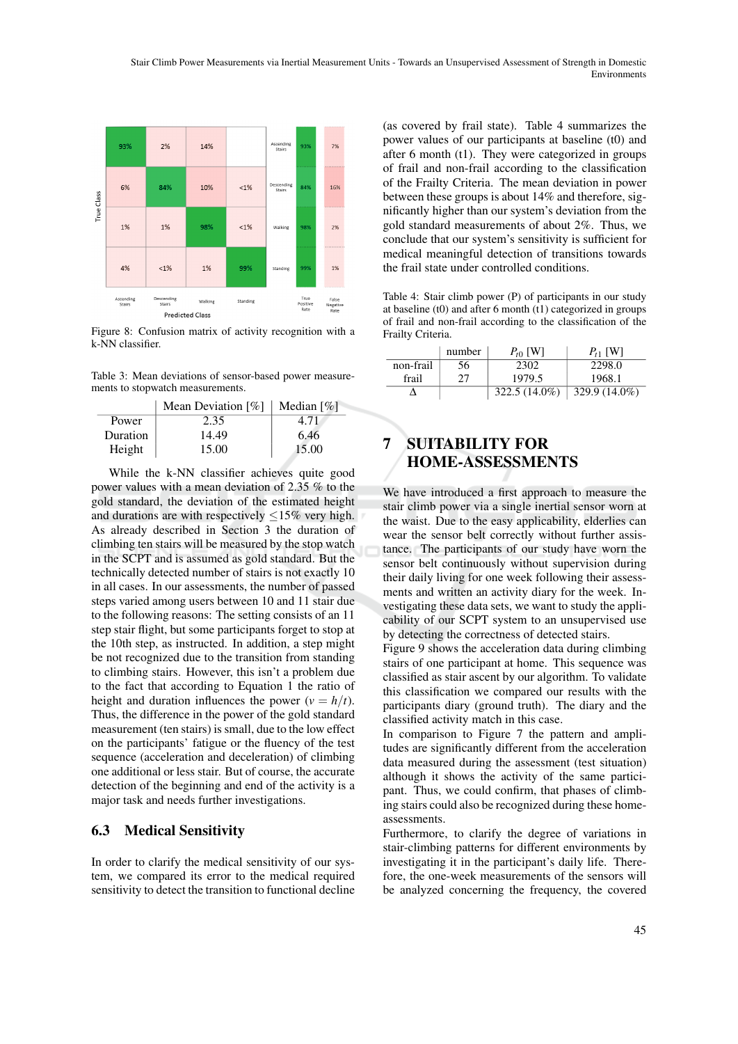Figure 8: Confusion matrix of activity recognition with a k-NN classifier.

Table 3: Mean deviations of sensor-based power measurements to stopwatch measurements.

| | Mean Deviation [%] | Median [%] |
|---|---|---|
| Power | 2.35 | 4.71 |
| Duration | 14.49 | 6.46 |
| Height | 15.00 | 15.00 |

While the k-NN classifier achieves quite good power values with a mean deviation of 2.35 % to the gold standard, the deviation of the estimated height and durations are with respectively $\leq$15% very high. As already described in Section 3 the duration of climbing ten stairs will be measured by the stop watch in the SCPT and is assumed as gold standard. But the technically detected number of stairs is not exactly 10 in all cases. In our assessments, the number of passed steps varied among users between 10 and 11 stair due to the following reasons: The setting consists of an 11 step stair flight, but some participants forget to stop at the 10th step, as instructed. In addition, a step might be not recognized due to the transition from standing to climbing stairs. However, this isn't a problem due to the fact that according to Equation 1 the ratio of height and duration influences the power ($v = h/t$). Thus, the difference in the power of the gold standard measurement (ten stairs) is small, due to the low effect on the participants' fatigue or the fluency of the test sequence (acceleration and deceleration) of climbing one additional or less stair. But of course, the accurate detection of the beginning and end of the activity is a major task and needs further investigations.

### 6.3 Medical Sensitivity

In order to clarify the medical sensitivity of our system, we compared its error to the medical required sensitivity to detect the transition to functional decline (as covered by frail state). Table 4 summarizes the power values of our participants at baseline (t0) and after 6 month (t1). They were categorized in groups of frail and non-frail according to the classification of the Frailty Criteria. The mean deviation in power between these groups is about 14% and therefore, significantly higher than our system's deviation from the gold standard measurements of about 2%. Thus, we conclude that our system's sensitivity is sufficient for medical meaningful detection of transitions towards the frail state under controlled conditions.

Table 4: Stair climb power (P) of participants in our study at baseline (t0) and after 6 month (t1) categorized in groups of frail and non-frail according to the classification of the Frailty Criteria.

| | number | $P_{t0}$ [W] | $P_{t1}$ [W] |
|---|---|---|---|
| non-frail | 56 | 2302 | 2298.0 |
| frail | 27 | 1979.5 | 1968.1 |
| $\Delta$ | | 322.5 (14.0%) | 329.9 (14.0%) |

## 7 SUITABILITY FOR HOME-ASSESSMENTS

We have introduced a first approach to measure the stair climb power via a single inertial sensor worn at the waist. Due to the easy applicability, elderlies can wear the sensor belt correctly without further assistance. The participants of our study have worn the sensor belt continuously without supervision during their daily living for one week following their assessments and written an activity diary for the week. Investigating these data sets, we want to study the applicability of our SCPT system to an unsupervised use by detecting the correctness of detected stairs.

Figure 9 shows the acceleration data during climbing stairs of one participant at home. This sequence was classified as stair ascent by our algorithm. To validate this classification we compared our results with the participants diary (ground truth). The diary and the classified activity match in this case.

In comparison to Figure 7 the pattern and amplitudes are significantly different from the acceleration data measured during the assessment (test situation) although it shows the activity of the same participant. Thus, we could confirm, that phases of climbing stairs could also be recognized during these home-assessments.

Furthermore, to clarify the degree of variations in stair-climbing patterns for different environments by investigating it in the participant's daily life. Therefore, the one-week measurements of the sensors will be analyzed concerning the frequency, the covered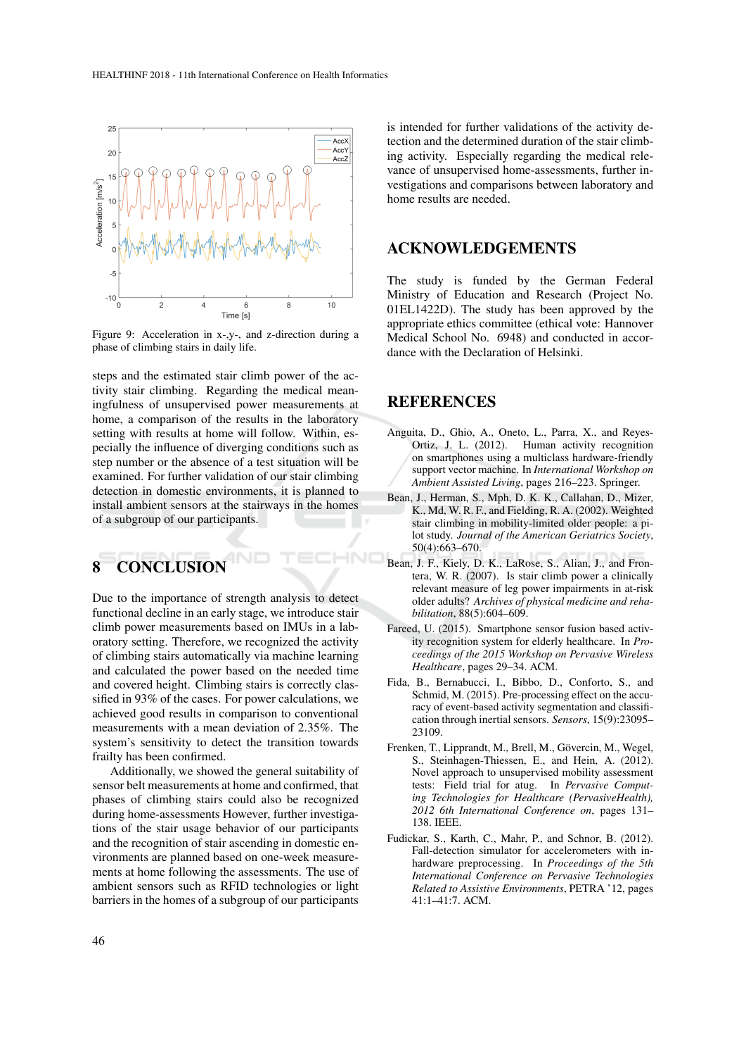Figure 9: Acceleration in x-,y-, and z-direction during a phase of climbing stairs in daily life.

steps and the estimated stair climb power of the activity stair climbing. Regarding the medical meaningfulness of unsupervised power measurements at home, a comparison of the results in the laboratory setting with results at home will follow. Within, especially the influence of diverging conditions such as step number or the absence of a test situation will be examined. For further validation of our stair climbing detection in domestic environments, it is planned to install ambient sensors at the stairways in the homes of a subgroup of our participants.

## 8 CONCLUSION

Due to the importance of strength analysis to detect functional decline in an early stage, we introduce stair climb power measurements based on IMUs in a laboratory setting. Therefore, we recognized the activity of climbing stairs automatically via machine learning and calculated the power based on the needed time and covered height. Climbing stairs is correctly classified in 93% of the cases. For power calculations, we achieved good results in comparison to conventional measurements with a mean deviation of 2.35%. The system's sensitivity to detect the transition towards frailty has been confirmed.

Additionally, we showed the general suitability of sensor belt measurements at home and confirmed, that phases of climbing stairs could also be recognized during home-assessments However, further investigations of the stair usage behavior of our participants and the recognition of stair ascending in domestic environments are planned based on one-week measurements at home following the assessments. The use of ambient sensors such as RFID technologies or light barriers in the homes of a subgroup of our participants is intended for further validations of the activity detection and the determined duration of the stair climbing activity. Especially regarding the medical relevance of unsupervised home-assessments, further investigations and comparisons between laboratory and home results are needed.

## ACKNOWLEDGEMENTS

The study is funded by the German Federal Ministry of Education and Research (Project No. 01EL1422D). The study has been approved by the appropriate ethics committee (ethical vote: Hannover Medical School No. 6948) and conducted in accordance with the Declaration of Helsinki.

## REFERENCES

Anguita, D., Ghio, A., Oneto, L., Parra, X., and Reyes-Ortiz, J. L. (2012). Human activity recognition on smartphones using a multiclass hardware-friendly support vector machine. In *International Workshop on Ambient Assisted Living*, pages 216–223. Springer.

Bean, J., Herman, S., Mph, D. K. K., Callahan, D., Mizer, K., Md, W. R. F., and Fielding, R. A. (2002). Weighted stair climbing in mobility-limited older people: a pilot study. *Journal of the American Geriatrics Society*, 50(4):663–670.

Bean, J. F., Kiely, D. K., LaRose, S., Alian, J., and Frontera, W. R. (2007). Is stair climb power a clinically relevant measure of leg power impairments in at-risk older adults? *Archives of physical medicine and rehabilitation*, 88(5):604–609.

Fareed, U. (2015). Smartphone sensor fusion based activity recognition system for elderly healthcare. In *Proceedings of the 2015 Workshop on Pervasive Wireless Healthcare*, pages 29–34. ACM.

Fida, B., Bernabucci, I., Bibbo, D., Conforto, S., and Schmid, M. (2015). Pre-processing effect on the accuracy of event-based activity segmentation and classification through inertial sensors. *Sensors*, 15(9):23095–23109.

Frenken, T., Lipprandt, M., Brell, M., Gövercin, M., Wegel, S., Steinhagen-Thiessen, E., and Hein, A. (2012). Novel approach to unsupervised mobility assessment tests: Field trial for atug. In *Pervasive Computing Technologies for Healthcare (PervasiveHealth), 2012 6th International Conference on*, pages 131–138. IEEE.

Fudickar, S., Karth, C., Mahr, P., and Schnor, B. (2012). Fall-detection simulator for accelerometers with in-hardware preprocessing. In *Proceedings of the 5th International Conference on Pervasive Technologies Related to Assistive Environments*, PETRA '12, pages 41:1–41:7. ACM.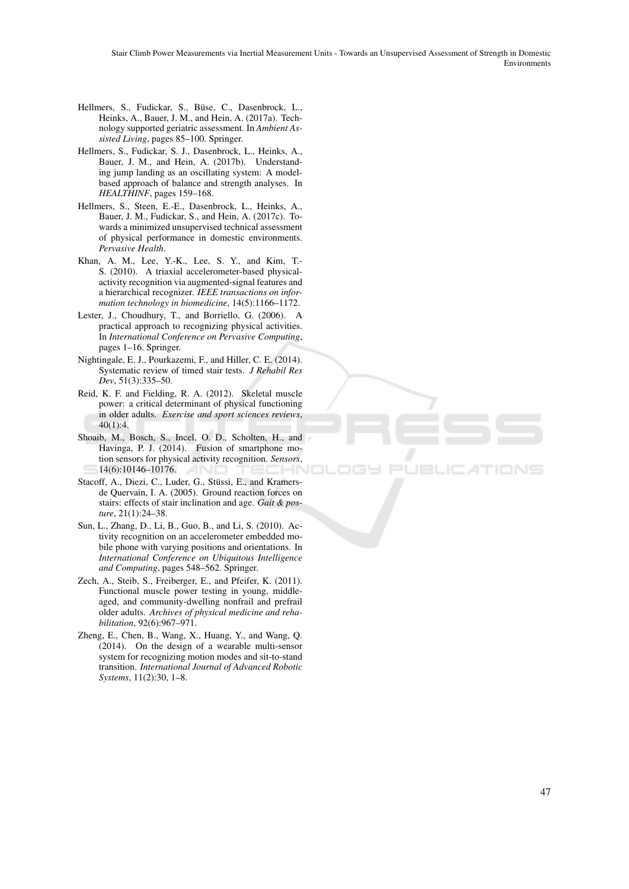Hellmers, S., Fudickar, S., Büse, C., Dasenbrock, L., Heinks, A., Bauer, J. M., and Hein, A. (2017a). Technology supported geriatric assessment. In *Ambient Assisted Living*, pages 85–100. Springer.

Hellmers, S., Fudickar, S. J., Dasenbrock, L., Heinks, A., Bauer, J. M., and Hein, A. (2017b). Understanding jump landing as an oscillating system: A model-based approach of balance and strength analyses. In *HEALTHINF*, pages 159–168.

Hellmers, S., Steen, E.-E., Dasenbrock, L., Heinks, A., Bauer, J. M., Fudickar, S., and Hein, A. (2017c). Towards a minimized unsupervised technical assessment of physical performance in domestic environments. *Pervasive Health*.

Khan, A. M., Lee, Y.-K., Lee, S. Y., and Kim, T.-S. (2010). A triaxial accelerometer-based physical-activity recognition via augmented-signal features and a hierarchical recognizer. *IEEE transactions on information technology in biomedicine*, 14(5):1166–1172.

Lester, J., Choudhury, T., and Borriello, G. (2006). A practical approach to recognizing physical activities. In *International Conference on Pervasive Computing*, pages 1–16. Springer.

Nightingale, E. J., Pourkazemi, F., and Hiller, C. E. (2014). Systematic review of timed stair tests. *J Rehabil Res Dev*, 51(3):335–50.

Reid, K. F. and Fielding, R. A. (2012). Skeletal muscle power: a critical determinant of physical functioning in older adults. *Exercise and sport sciences reviews*, 40(1):4.

Shoaib, M., Bosch, S., Incel, O. D., Scholten, H., and Havinga, P. J. (2014). Fusion of smartphone motion sensors for physical activity recognition. *Sensors*, 14(6):10146–10176.

Stacoff, A., Diezi, C., Luder, G., Stüssi, E., and Kramers-de Quervain, I. A. (2005). Ground reaction forces on stairs: effects of stair inclination and age. *Gait & posture*, 21(1):24–38.

Sun, L., Zhang, D., Li, B., Guo, B., and Li, S. (2010). Activity recognition on an accelerometer embedded mobile phone with varying positions and orientations. In *International Conference on Ubiquitous Intelligence and Computing*, pages 548–562. Springer.

Zech, A., Steib, S., Freiberger, E., and Pfeifer, K. (2011). Functional muscle power testing in young, middle-aged, and community-dwelling nonfrail and prefrail older adults. *Archives of physical medicine and rehabilitation*, 92(6):967–971.

Zheng, E., Chen, B., Wang, X., Huang, Y., and Wang, Q. (2014). On the design of a wearable multi-sensor system for recognizing motion modes and sit-to-stand transition. *International Journal of Advanced Robotic Systems*, 11(2):30, 1–8.